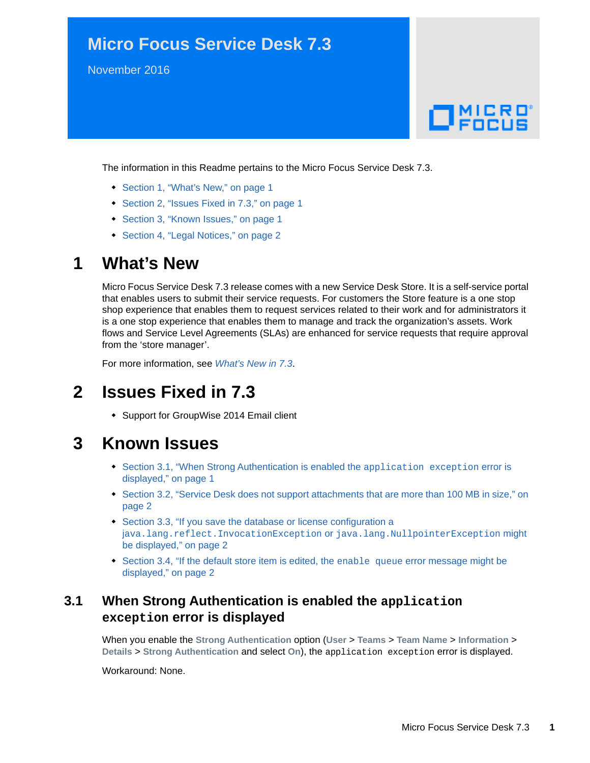# Micro Focus Service Desk 7.3

November 2016

The information in this Readme pertains to the Micro Focus Service Desk 7.3.

- Section 1, "What's New," on page 1
- Section 2, "Issues Fixed in 7.3," on page 1
- Section 3, "Known Issues," on page 1
- Section 4, "Legal Notices," on page 2

## 1 What's New

Micro Focus Service Desk 7.3 release comes with a new Service Desk Store. It is a self-service portal that enables users to submit their service requests. For customers the Store feature is a one stop shop experience that enables them to request services related to their work and for administrators it is a one stop experience that enables them to manage and track the organization's assets. Work flows and Service Level Agreements (SLAs) are enhanced for service requests that require approval from the 'store manager'.

For more information, see *What's New in 7.3*.

## 2 Issues Fixed in 7.3

- Support for GroupWise 2014 Email client

## 3 Known Issues

- Section 3.1, "When Strong Authentication is enabled the `application exception` error is displayed," on page 1
- Section 3.2, "Service Desk does not support attachments that are more than 100 MB in size," on page 2
- Section 3.3, "If you save the database or license configuration a `java.lang.reflect.InvocationException` or `java.lang.NullpointerException` might be displayed," on page 2
- Section 3.4, "If the default store item is edited, the `enable queue` error message might be displayed," on page 2

### 3.1 When Strong Authentication is enabled the `application exception` error is displayed

When you enable the **Strong Authentication** option (**User** > **Teams** > **Team Name** > **Information** > **Details** > **Strong Authentication** and select **On**), the `application exception` error is displayed.

Workaround: None.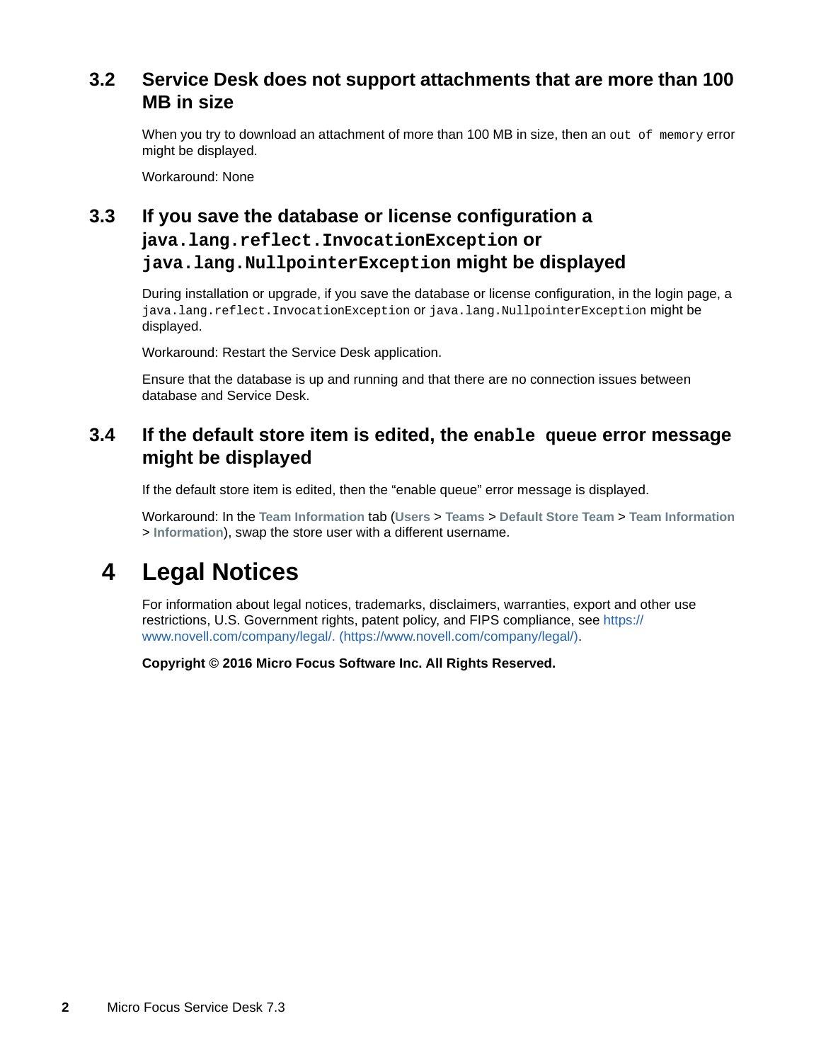## 3.2 Service Desk does not support attachments that are more than 100 MB in size

When you try to download an attachment of more than 100 MB in size, then an `out of memory` error might be displayed.

Workaround: None

## 3.3 If you save the database or license configuration a `java.lang.reflect.InvocationException` or `java.lang.NullpointerException` might be displayed

During installation or upgrade, if you save the database or license configuration, in the login page, a `java.lang.reflect.InvocationException` or `java.lang.NullpointerException` might be displayed.

Workaround: Restart the Service Desk application.

Ensure that the database is up and running and that there are no connection issues between database and Service Desk.

## 3.4 If the default store item is edited, the `enable queue` error message might be displayed

If the default store item is edited, then the “enable queue” error message is displayed.

Workaround: In the **Team Information** tab (**Users** > **Teams** > **Default Store Team** > **Team Information** > **Information**), swap the store user with a different username.

# 4 Legal Notices

For information about legal notices, trademarks, disclaimers, warranties, export and other use restrictions, U.S. Government rights, patent policy, and FIPS compliance, see https://www.novell.com/company/legal/. (https://www.novell.com/company/legal/).

**Copyright © 2016 Micro Focus Software Inc. All Rights Reserved.**